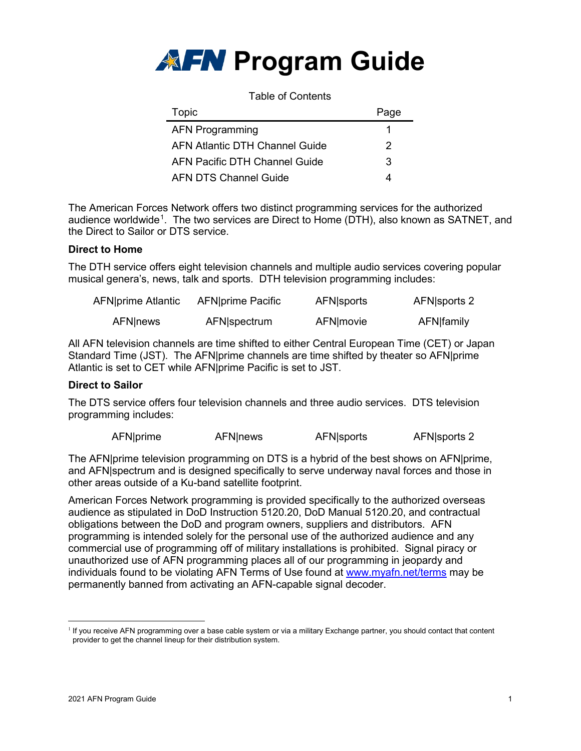# AFN Program Guide

Table of Contents

| Topic | Page |
|---|---|
| AFN Programming | 1 |
| AFN Atlantic DTH Channel Guide | 2 |
| AFN Pacific DTH Channel Guide | 3 |
| AFN DTS Channel Guide | 4 |

The American Forces Network offers two distinct programming services for the authorized audience worldwide[1]. The two services are Direct to Home (DTH), also known as SATNET, and the Direct to Sailor or DTS service.

**Direct to Home**

The DTH service offers eight television channels and multiple audio services covering popular musical genera's, news, talk and sports. DTH television programming includes:

| | | | |
|---|---|---|---|
| AFN\|prime Atlantic | AFN\|prime Pacific | AFN\|sports | AFN\|sports 2 |
| AFN\|news | AFN\|spectrum | AFN\|movie | AFN\|family |

All AFN television channels are time shifted to either Central European Time (CET) or Japan Standard Time (JST). The AFN|prime channels are time shifted by theater so AFN|prime Atlantic is set to CET while AFN|prime Pacific is set to JST.

**Direct to Sailor**

The DTS service offers four television channels and three audio services. DTS television programming includes:

| | | | |
|---|---|---|---|
| AFN\|prime | AFN\|news | AFN\|sports | AFN\|sports 2 |

The AFN|prime television programming on DTS is a hybrid of the best shows on AFN|prime, and AFN|spectrum and is designed specifically to serve underway naval forces and those in other areas outside of a Ku-band satellite footprint.

American Forces Network programming is provided specifically to the authorized overseas audience as stipulated in DoD Instruction 5120.20, DoD Manual 5120.20, and contractual obligations between the DoD and program owners, suppliers and distributors. AFN programming is intended solely for the personal use of the authorized audience and any commercial use of programming off of military installations is prohibited. Signal piracy or unauthorized use of AFN programming places all of our programming in jeopardy and individuals found to be violating AFN Terms of Use found at [www.myafn.net/terms](http://www.myafn.net/terms) may be permanently banned from activating an AFN-capable signal decoder.

[1] If you receive AFN programming over a base cable system or via a military Exchange partner, you should contact that content provider to get the channel lineup for their distribution system.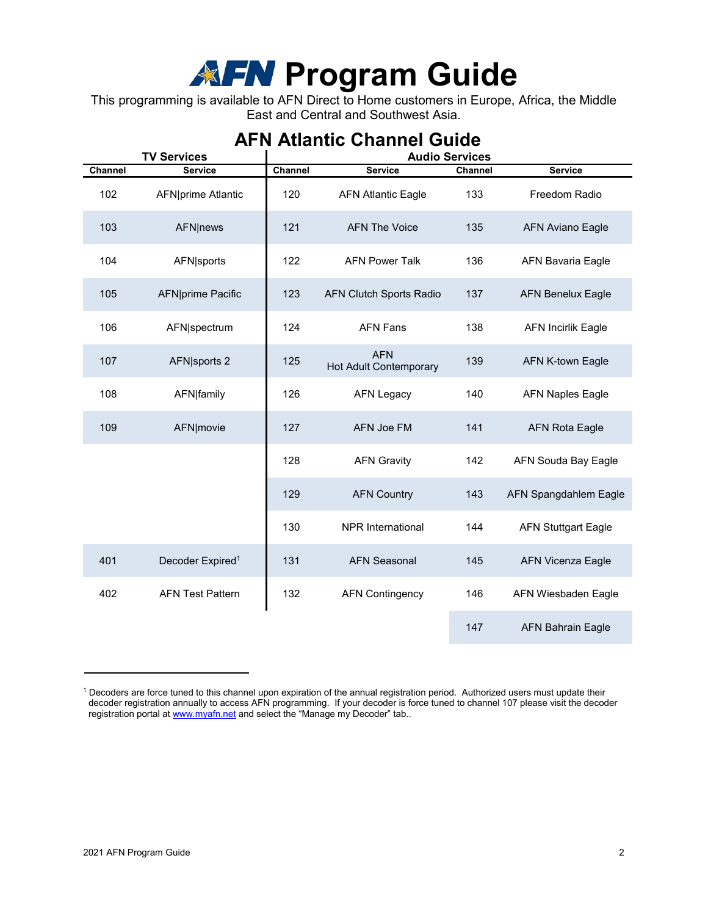# AFN Program Guide

This programming is available to AFN Direct to Home customers in Europe, Africa, the Middle East and Central and Southwest Asia.

## AFN Atlantic Channel Guide

| TV Services | | Audio Services | | | |
|---|---|---|---|---|---|
| Channel | Service | Channel | Service | Channel | Service |
| 102 | AFN\|prime Atlantic | 120 | AFN Atlantic Eagle | 133 | Freedom Radio |
| 103 | AFN\|news | 121 | AFN The Voice | 135 | AFN Aviano Eagle |
| 104 | AFN\|sports | 122 | AFN Power Talk | 136 | AFN Bavaria Eagle |
| 105 | AFN\|prime Pacific | 123 | AFN Clutch Sports Radio | 137 | AFN Benelux Eagle |
| 106 | AFN\|spectrum | 124 | AFN Fans | 138 | AFN Incirlik Eagle |
| 107 | AFN\|sports 2 | 125 | AFN Hot Adult Contemporary | 139 | AFN K-town Eagle |
| 108 | AFN\|family | 126 | AFN Legacy | 140 | AFN Naples Eagle |
| 109 | AFN\|movie | 127 | AFN Joe FM | 141 | AFN Rota Eagle |
| | | 128 | AFN Gravity | 142 | AFN Souda Bay Eagle |
| | | 129 | AFN Country | 143 | AFN Spangdahlem Eagle |
| | | 130 | NPR International | 144 | AFN Stuttgart Eagle |
| 401 | Decoder Expired[1] | 131 | AFN Seasonal | 145 | AFN Vicenza Eagle |
| 402 | AFN Test Pattern | 132 | AFN Contingency | 146 | AFN Wiesbaden Eagle |
| | | | | 147 | AFN Bahrain Eagle |

[1] Decoders are force tuned to this channel upon expiration of the annual registration period. Authorized users must update their decoder registration annually to access AFN programming. If your decoder is force tuned to channel 107 please visit the decoder registration portal at www.myafn.net and select the "Manage my Decoder" tab..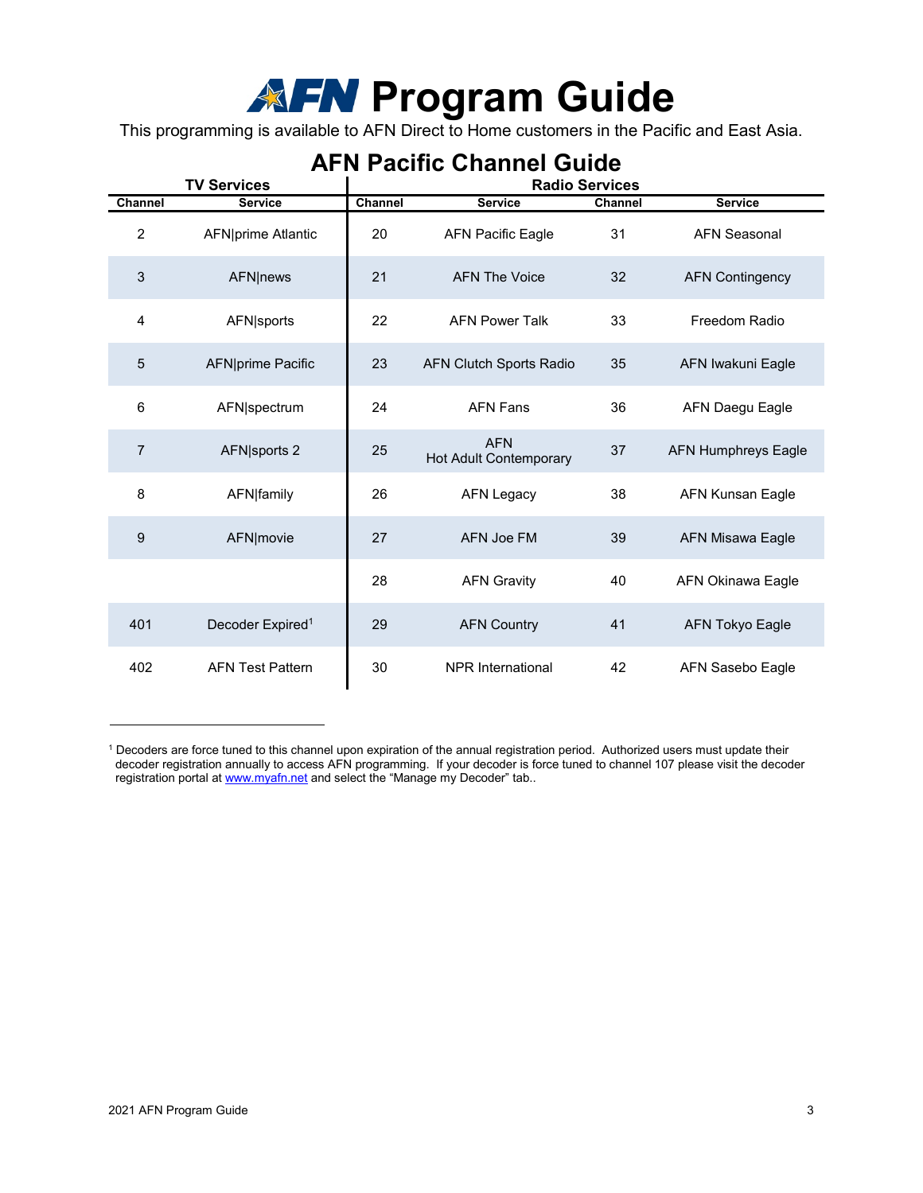# AFN Program Guide

This programming is available to AFN Direct to Home customers in the Pacific and East Asia.

## AFN Pacific Channel Guide

| TV Services | | Radio Services | | | |
|---|---|---|---|---|---|
| Channel | Service | Channel | Service | Channel | Service |
| 2 | AFN\|prime Atlantic | 20 | AFN Pacific Eagle | 31 | AFN Seasonal |
| 3 | AFN\|news | 21 | AFN The Voice | 32 | AFN Contingency |
| 4 | AFN\|sports | 22 | AFN Power Talk | 33 | Freedom Radio |
| 5 | AFN\|prime Pacific | 23 | AFN Clutch Sports Radio | 35 | AFN Iwakuni Eagle |
| 6 | AFN\|spectrum | 24 | AFN Fans | 36 | AFN Daegu Eagle |
| 7 | AFN\|sports 2 | 25 | AFN Hot Adult Contemporary | 37 | AFN Humphreys Eagle |
| 8 | AFN\|family | 26 | AFN Legacy | 38 | AFN Kunsan Eagle |
| 9 | AFN\|movie | 27 | AFN Joe FM | 39 | AFN Misawa Eagle |
| | | 28 | AFN Gravity | 40 | AFN Okinawa Eagle |
| 401 | Decoder Expired[1] | 29 | AFN Country | 41 | AFN Tokyo Eagle |
| 402 | AFN Test Pattern | 30 | NPR International | 42 | AFN Sasebo Eagle |

[1] Decoders are force tuned to this channel upon expiration of the annual registration period. Authorized users must update their decoder registration annually to access AFN programming. If your decoder is force tuned to channel 107 please visit the decoder registration portal at www.myafn.net and select the "Manage my Decoder" tab..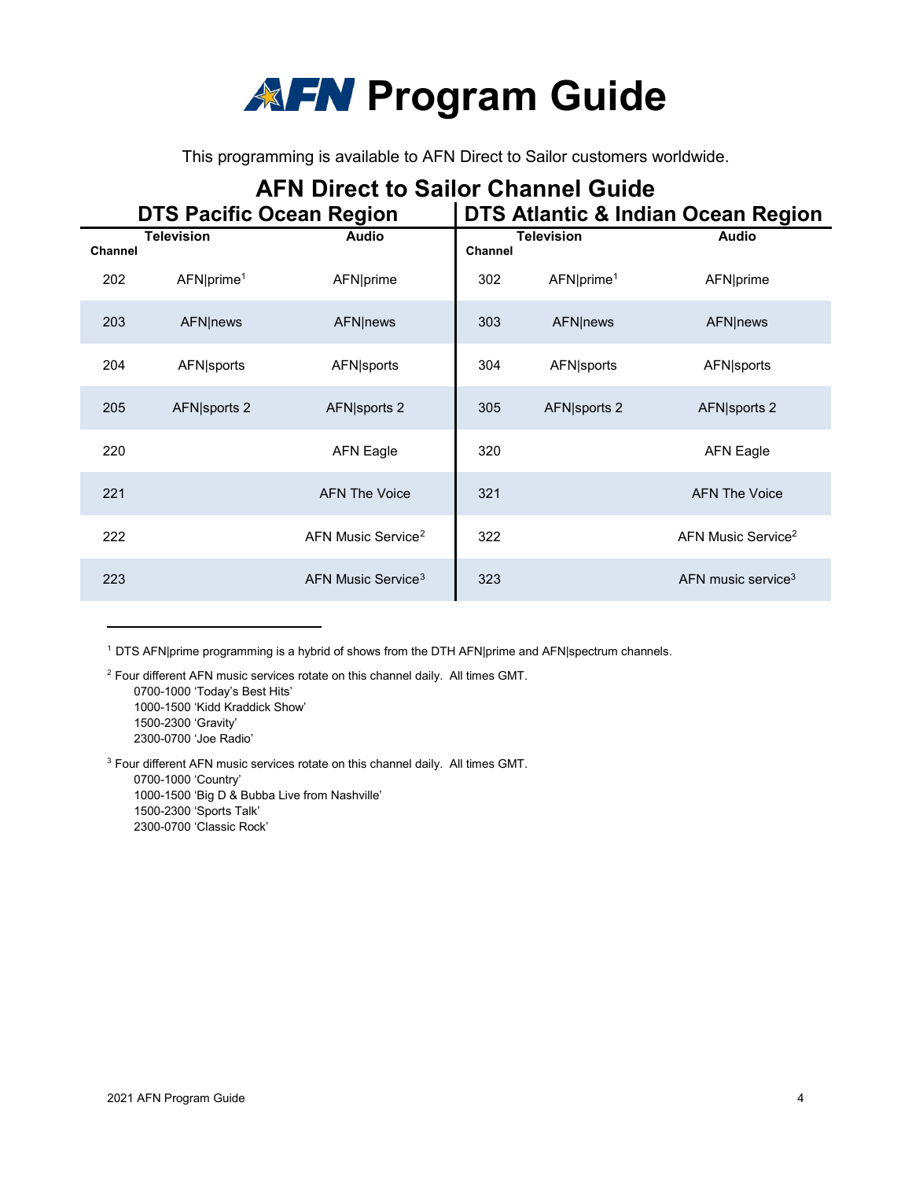# AFN Program Guide

This programming is available to AFN Direct to Sailor customers worldwide.

## AFN Direct to Sailor Channel Guide

| DTS Pacific Ocean Region | | | DTS Atlantic & Indian Ocean Region | | |
|---|---|---|---|---|---|
| Channel | Television | Audio | Channel | Television | Audio |
| 202 | AFN\|prime[1] | AFN\|prime | 302 | AFN\|prime[1] | AFN\|prime |
| 203 | AFN\|news | AFN\|news | 303 | AFN\|news | AFN\|news |
| 204 | AFN\|sports | AFN\|sports | 304 | AFN\|sports | AFN\|sports |
| 205 | AFN\|sports 2 | AFN\|sports 2 | 305 | AFN\|sports 2 | AFN\|sports 2 |
| 220 | | AFN Eagle | 320 | | AFN Eagle |
| 221 | | AFN The Voice | 321 | | AFN The Voice |
| 222 | | AFN Music Service[2] | 322 | | AFN Music Service[2] |
| 223 | | AFN Music Service[3] | 323 | | AFN music service[3] |

[1] DTS AFN|prime programming is a hybrid of shows from the DTH AFN|prime and AFN|spectrum channels.

[2] Four different AFN music services rotate on this channel daily. All times GMT.
- 0700-1000 'Today's Best Hits'
- 1000-1500 'Kidd Kraddick Show'
- 1500-2300 'Gravity'
- 2300-0700 'Joe Radio'

[3] Four different AFN music services rotate on this channel daily. All times GMT.
- 0700-1000 'Country'
- 1000-1500 'Big D & Bubba Live from Nashville'
- 1500-2300 'Sports Talk'
- 2300-0700 'Classic Rock'